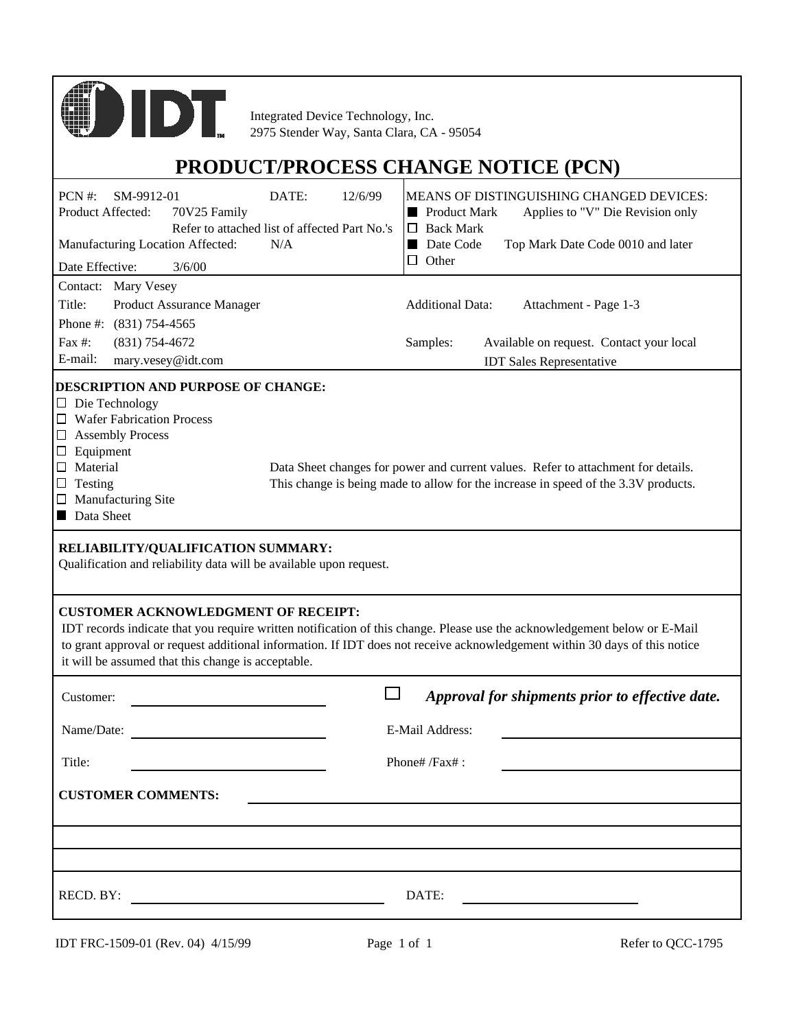IDT

Integrated Device Technology, Inc.
2975 Stender Way, Santa Clara, CA - 95054

# PRODUCT/PROCESS CHANGE NOTICE (PCN)

| | |
|---|---|
| PCN #: SM-9912-01 DATE: 12/6/99<br>Product Affected: 70V25 Family<br>Refer to attached list of affected Part No.'s<br>Manufacturing Location Affected: N/A<br>Date Effective: 3/6/00 | MEANS OF DISTINGUISHING CHANGED DEVICES:<br>■ Product Mark Applies to "V" Die Revision only<br>☐ Back Mark<br>■ Date Code Top Mark Date Code 0010 and later<br>☐ Other |
| Contact: Mary Vesey<br>Title: Product Assurance Manager<br>Phone #: (831) 754-4565<br>Fax #: (831) 754-4672<br>E-mail: mary.vesey@idt.com | Additional Data: Attachment - Page 1-3<br><br>Samples: Available on request. Contact your local IDT Sales Representative |

**DESCRIPTION AND PURPOSE OF CHANGE:**

- ☐ Die Technology
- ☐ Wafer Fabrication Process
- ☐ Assembly Process
- ☐ Equipment
- ☐ Material
- ☐ Testing
- ☐ Manufacturing Site
- ■ Data Sheet

Data Sheet changes for power and current values. Refer to attachment for details. This change is being made to allow for the increase in speed of the 3.3V products.

**RELIABILITY/QUALIFICATION SUMMARY:**
Qualification and reliability data will be available upon request.

**CUSTOMER ACKNOWLEDGMENT OF RECEIPT:**
IDT records indicate that you require written notification of this change. Please use the acknowledgement below or E-Mail to grant approval or request additional information. If IDT does not receive acknowledgement within 30 days of this notice it will be assumed that this change is acceptable.

Customer: ______________________ ☐ ***Approval for shipments prior to effective date.***

Name/Date: ______________________ E-Mail Address: ______________________

Title: ______________________ Phone# /Fax# : ______________________

**CUSTOMER COMMENTS:** ______________________

RECD. BY: ______________________ DATE: ______________________

IDT FRC-1509-01 (Rev. 04) 4/15/99 Page 1 of 1 Refer to QCC-1795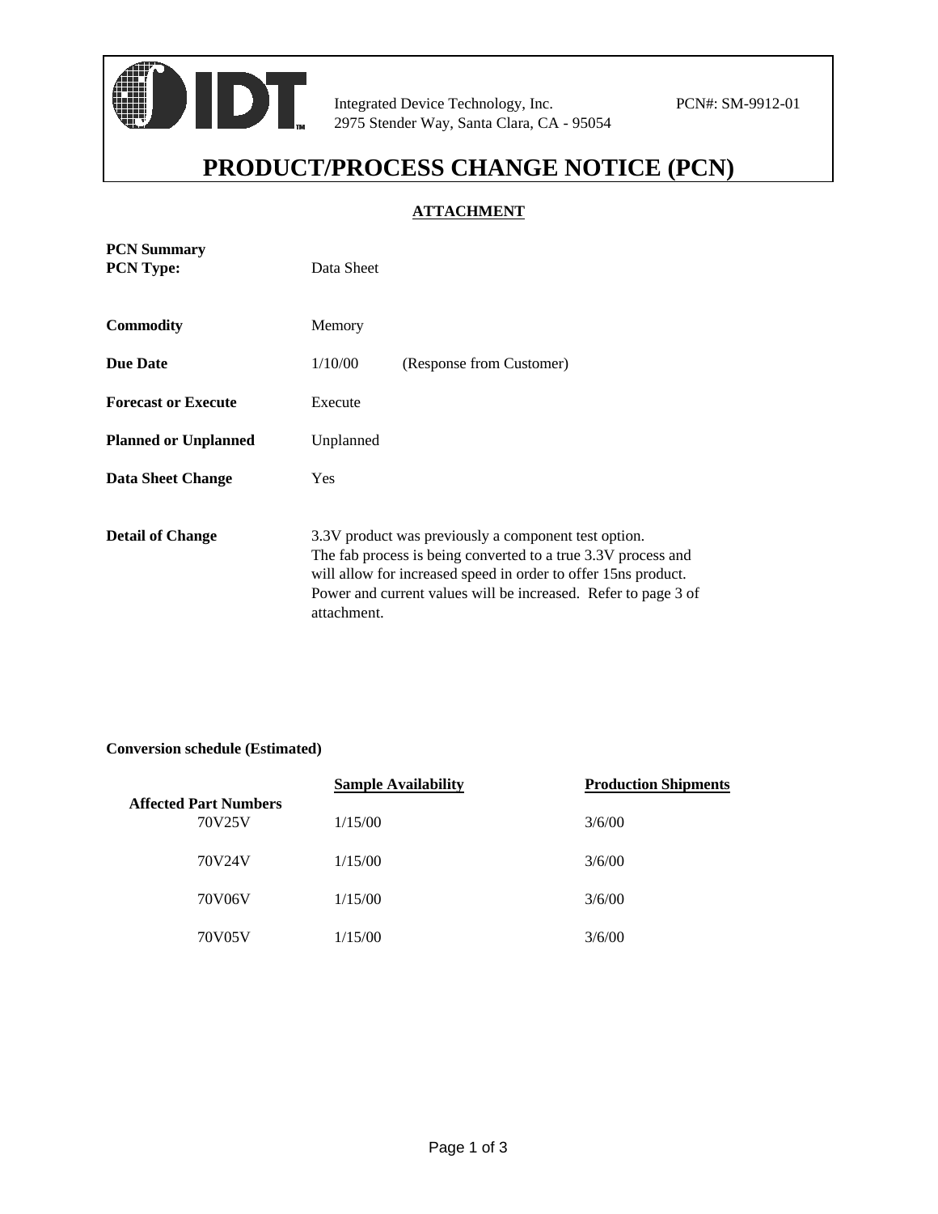Integrated Device Technology, Inc.
2975 Stender Way, Santa Clara, CA - 95054

PCN#: SM-9912-01

# PRODUCT/PROCESS CHANGE NOTICE (PCN)

**ATTACHMENT**

| | |
|---|---|
| **PCN Summary** | |
| **PCN Type:** | Data Sheet |
| **Commodity** | Memory |
| **Due Date** | 1/10/00 (Response from Customer) |
| **Forecast or Execute** | Execute |
| **Planned or Unplanned** | Unplanned |
| **Data Sheet Change** | Yes |
| **Detail of Change** | 3.3V product was previously a component test option. The fab process is being converted to a true 3.3V process and will allow for increased speed in order to offer 15ns product. Power and current values will be increased. Refer to page 3 of attachment. |

**Conversion schedule (Estimated)**

| **Affected Part Numbers** | **Sample Availability** | **Production Shipments** |
|---|---|---|
| 70V25V | 1/15/00 | 3/6/00 |
| 70V24V | 1/15/00 | 3/6/00 |
| 70V06V | 1/15/00 | 3/6/00 |
| 70V05V | 1/15/00 | 3/6/00 |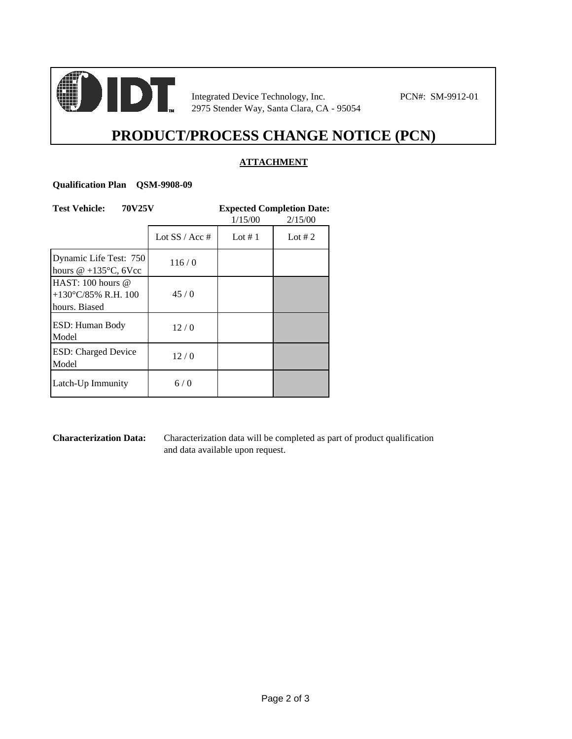Integrated Device Technology, Inc.
2975 Stender Way, Santa Clara, CA - 95054

PCN#: SM-9912-01

# PRODUCT/PROCESS CHANGE NOTICE (PCN)

**ATTACHMENT**

**Qualification Plan QSM-9908-09**

**Test Vehicle: 70V25V**

**Expected Completion Date:**

| | | 1/15/00 | 2/15/00 |
|---|---|---|---|
| | Lot SS / Acc # | Lot # 1 | Lot # 2 |
| Dynamic Life Test: 750 hours @ +135°C, 6Vcc | 116 / 0 | | |
| HAST: 100 hours @ +130°C/85% R.H. 100 hours. Biased | 45 / 0 | | |
| ESD: Human Body Model | 12 / 0 | | |
| ESD: Charged Device Model | 12 / 0 | | |
| Latch-Up Immunity | 6 / 0 | | |

**Characterization Data:** Characterization data will be completed as part of product qualification and data available upon request.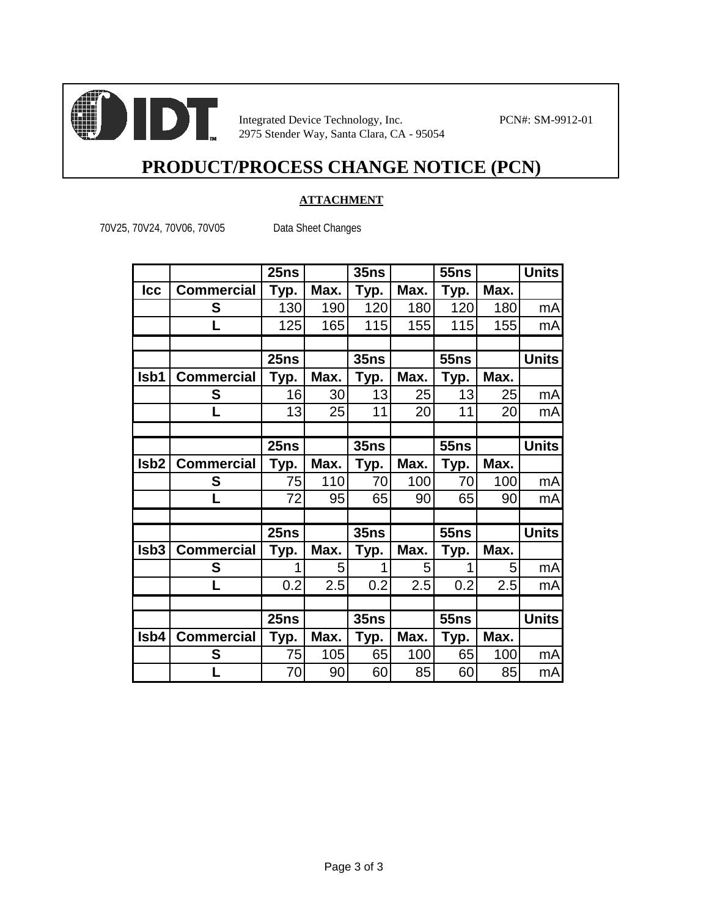Integrated Device Technology, Inc.
2975 Stender Way, Santa Clara, CA - 95054

PCN#: SM-9912-01

# PRODUCT/PROCESS CHANGE NOTICE (PCN)

**ATTACHMENT**

70V25, 70V24, 70V06, 70V05 Data Sheet Changes

| | | 25ns | | 35ns | | 55ns | | Units |
|---|---|---|---|---|---|---|---|---|
| **Icc** | **Commercial** | **Typ.** | **Max.** | **Typ.** | **Max.** | **Typ.** | **Max.** | |
| | **S** | 130 | 190 | 120 | 180 | 120 | 180 | mA |
| | **L** | 125 | 165 | 115 | 155 | 115 | 155 | mA |

| | | 25ns | | 35ns | | 55ns | | Units |
|---|---|---|---|---|---|---|---|---|
| **Isb1** | **Commercial** | **Typ.** | **Max.** | **Typ.** | **Max.** | **Typ.** | **Max.** | |
| | **S** | 16 | 30 | 13 | 25 | 13 | 25 | mA |
| | **L** | 13 | 25 | 11 | 20 | 11 | 20 | mA |

| | | 25ns | | 35ns | | 55ns | | Units |
|---|---|---|---|---|---|---|---|---|
| **Isb2** | **Commercial** | **Typ.** | **Max.** | **Typ.** | **Max.** | **Typ.** | **Max.** | |
| | **S** | 75 | 110 | 70 | 100 | 70 | 100 | mA |
| | **L** | 72 | 95 | 65 | 90 | 65 | 90 | mA |

| | | 25ns | | 35ns | | 55ns | | Units |
|---|---|---|---|---|---|---|---|---|
| **Isb3** | **Commercial** | **Typ.** | **Max.** | **Typ.** | **Max.** | **Typ.** | **Max.** | |
| | **S** | 1 | 5 | 1 | 5 | 1 | 5 | mA |
| | **L** | 0.2 | 2.5 | 0.2 | 2.5 | 0.2 | 2.5 | mA |

| | | 25ns | | 35ns | | 55ns | | Units |
|---|---|---|---|---|---|---|---|---|
| **Isb4** | **Commercial** | **Typ.** | **Max.** | **Typ.** | **Max.** | **Typ.** | **Max.** | |
| | **S** | 75 | 105 | 65 | 100 | 65 | 100 | mA |
| | **L** | 70 | 90 | 60 | 85 | 60 | 85 | mA |